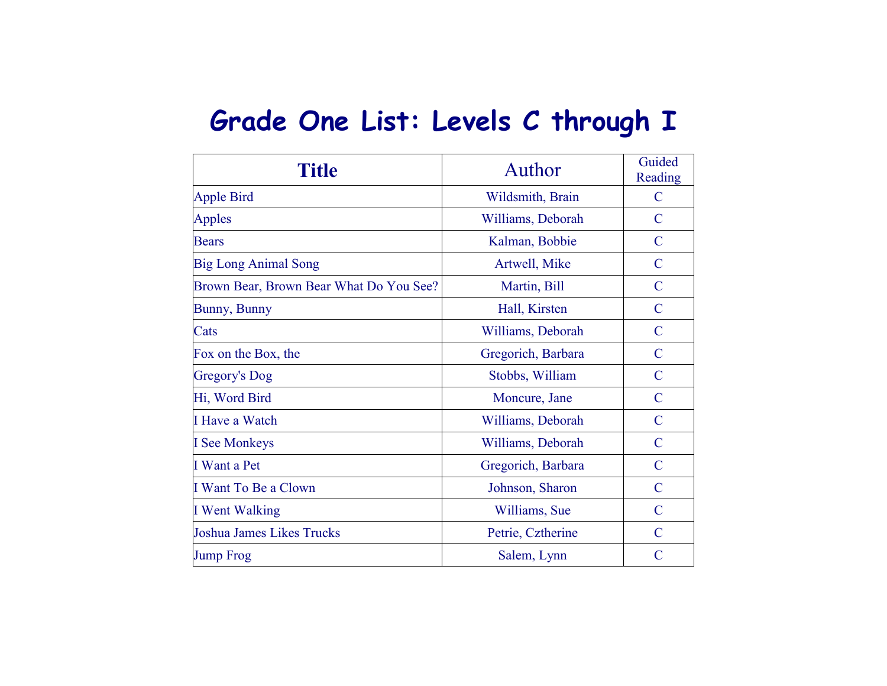# Grade One List: Levels C through I

| Title | Author | Guided Reading |
| --- | --- | --- |
| Apple Bird | Wildsmith, Brain | C |
| Apples | Williams, Deborah | C |
| Bears | Kalman, Bobbie | C |
| Big Long Animal Song | Artwell, Mike | C |
| Brown Bear, Brown Bear What Do You See? | Martin, Bill | C |
| Bunny, Bunny | Hall, Kirsten | C |
| Cats | Williams, Deborah | C |
| Fox on the Box, the | Gregorich, Barbara | C |
| Gregory's Dog | Stobbs, William | C |
| Hi, Word Bird | Moncure, Jane | C |
| I Have a Watch | Williams, Deborah | C |
| I See Monkeys | Williams, Deborah | C |
| I Want a Pet | Gregorich, Barbara | C |
| I Want To Be a Clown | Johnson, Sharon | C |
| I Went Walking | Williams, Sue | C |
| Joshua James Likes Trucks | Petrie, Cztherine | C |
| Jump Frog | Salem, Lynn | C |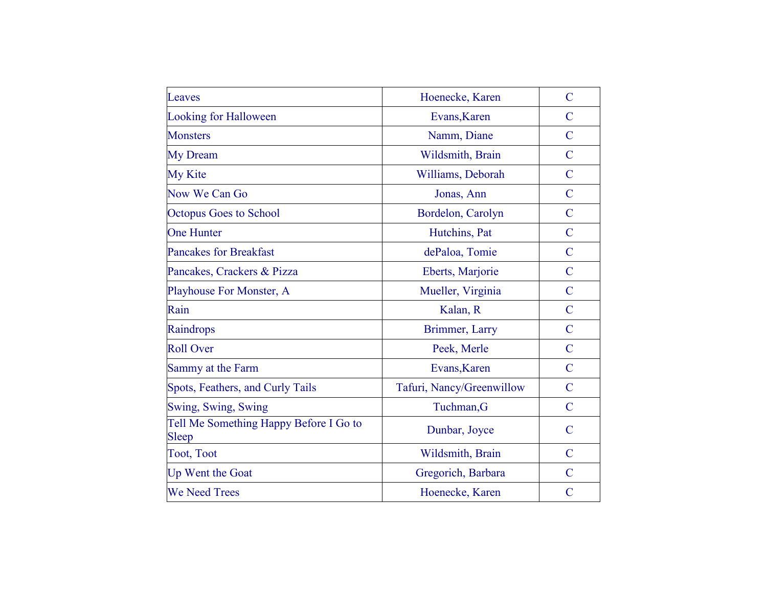| Leaves | Hoenecke, Karen | C |
|---|---|---|
| Looking for Halloween | Evans,Karen | C |
| Monsters | Namm, Diane | C |
| My Dream | Wildsmith, Brain | C |
| My Kite | Williams, Deborah | C |
| Now We Can Go | Jonas, Ann | C |
| Octopus Goes to School | Bordelon, Carolyn | C |
| One Hunter | Hutchins, Pat | C |
| Pancakes for Breakfast | dePaloa, Tomie | C |
| Pancakes, Crackers & Pizza | Eberts, Marjorie | C |
| Playhouse For Monster, A | Mueller, Virginia | C |
| Rain | Kalan, R | C |
| Raindrops | Brimmer, Larry | C |
| Roll Over | Peek, Merle | C |
| Sammy at the Farm | Evans,Karen | C |
| Spots, Feathers, and Curly Tails | Tafuri, Nancy/Greenwillow | C |
| Swing, Swing, Swing | Tuchman,G | C |
| Tell Me Something Happy Before I Go to Sleep | Dunbar, Joyce | C |
| Toot, Toot | Wildsmith, Brain | C |
| Up Went the Goat | Gregorich, Barbara | C |
| We Need Trees | Hoenecke, Karen | C |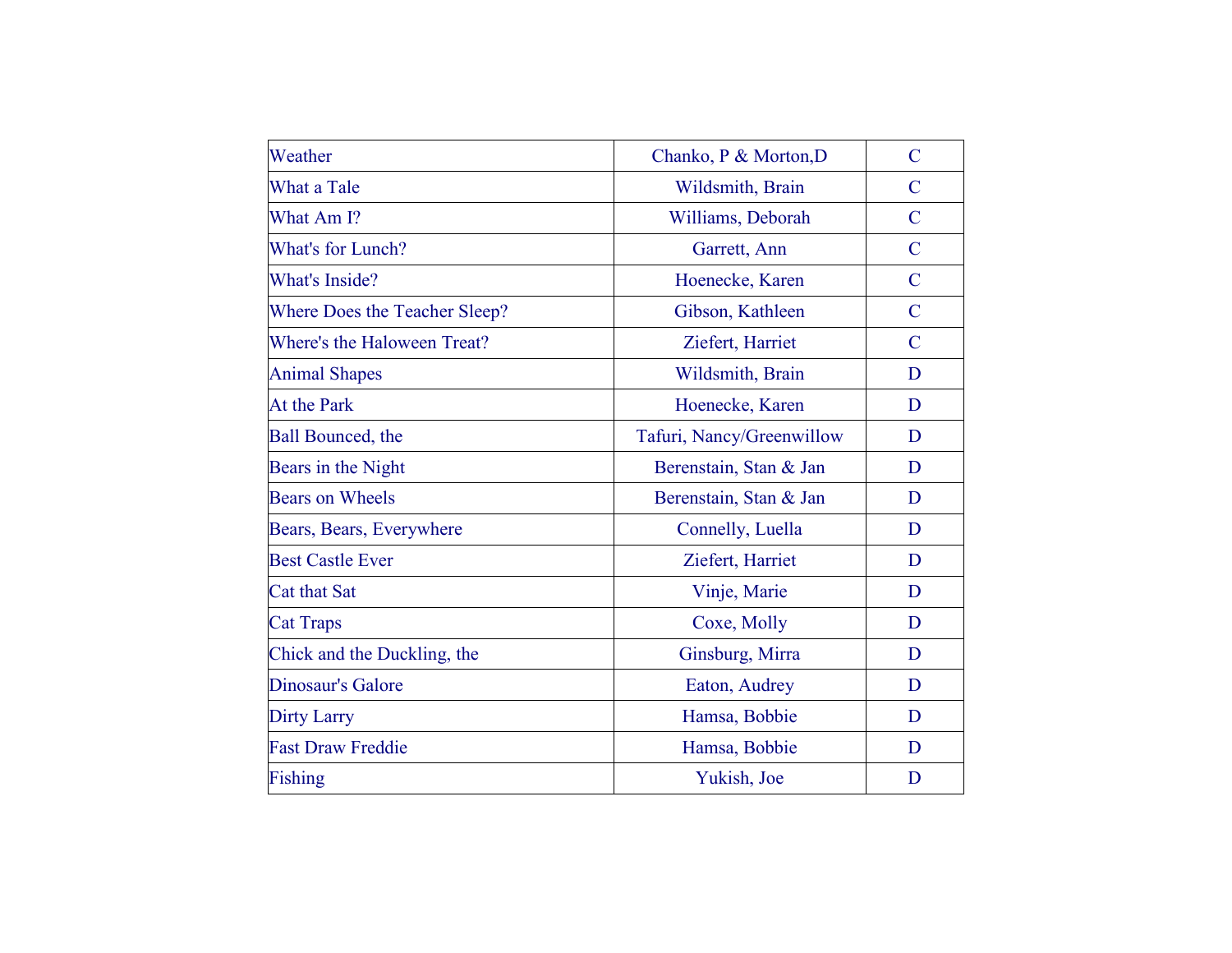| | | |
|---|---|---|
| Weather | Chanko, P & Morton,D | C |
| What a Tale | Wildsmith, Brain | C |
| What Am I? | Williams, Deborah | C |
| What's for Lunch? | Garrett, Ann | C |
| What's Inside? | Hoenecke, Karen | C |
| Where Does the Teacher Sleep? | Gibson, Kathleen | C |
| Where's the Haloween Treat? | Ziefert, Harriet | C |
| Animal Shapes | Wildsmith, Brain | D |
| At the Park | Hoenecke, Karen | D |
| Ball Bounced, the | Tafuri, Nancy/Greenwillow | D |
| Bears in the Night | Berenstain, Stan & Jan | D |
| Bears on Wheels | Berenstain, Stan & Jan | D |
| Bears, Bears, Everywhere | Connelly, Luella | D |
| Best Castle Ever | Ziefert, Harriet | D |
| Cat that Sat | Vinje, Marie | D |
| Cat Traps | Coxe, Molly | D |
| Chick and the Duckling, the | Ginsburg, Mirra | D |
| Dinosaur's Galore | Eaton, Audrey | D |
| Dirty Larry | Hamsa, Bobbie | D |
| Fast Draw Freddie | Hamsa, Bobbie | D |
| Fishing | Yukish, Joe | D |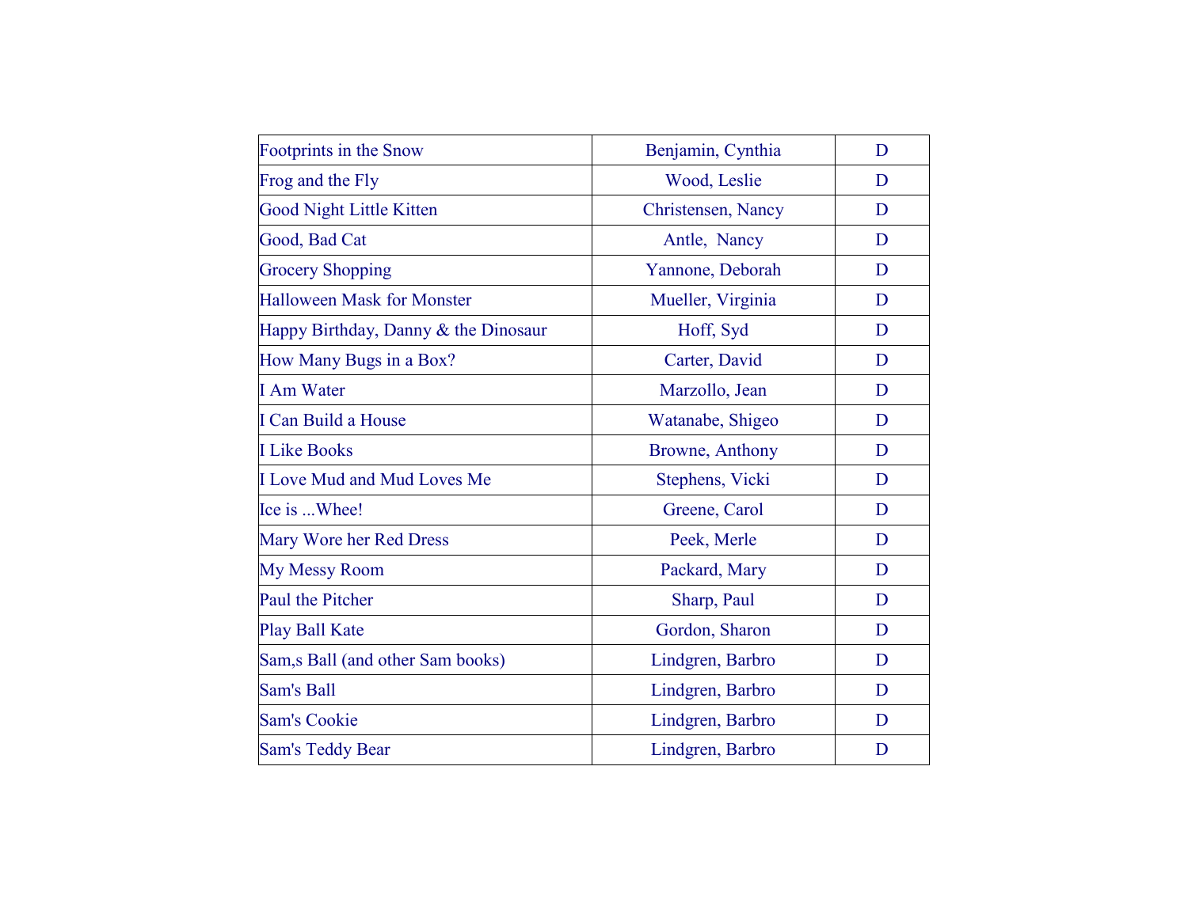| Footprints in the Snow | Benjamin, Cynthia | D |
|---|---|---|
| Frog and the Fly | Wood, Leslie | D |
| Good Night Little Kitten | Christensen, Nancy | D |
| Good, Bad Cat | Antle, Nancy | D |
| Grocery Shopping | Yannone, Deborah | D |
| Halloween Mask for Monster | Mueller, Virginia | D |
| Happy Birthday, Danny & the Dinosaur | Hoff, Syd | D |
| How Many Bugs in a Box? | Carter, David | D |
| I Am Water | Marzollo, Jean | D |
| I Can Build a House | Watanabe, Shigeo | D |
| I Like Books | Browne, Anthony | D |
| I Love Mud and Mud Loves Me | Stephens, Vicki | D |
| Ice is ...Whee! | Greene, Carol | D |
| Mary Wore her Red Dress | Peek, Merle | D |
| My Messy Room | Packard, Mary | D |
| Paul the Pitcher | Sharp, Paul | D |
| Play Ball Kate | Gordon, Sharon | D |
| Sam,s Ball (and other Sam books) | Lindgren, Barbro | D |
| Sam's Ball | Lindgren, Barbro | D |
| Sam's Cookie | Lindgren, Barbro | D |
| Sam's Teddy Bear | Lindgren, Barbro | D |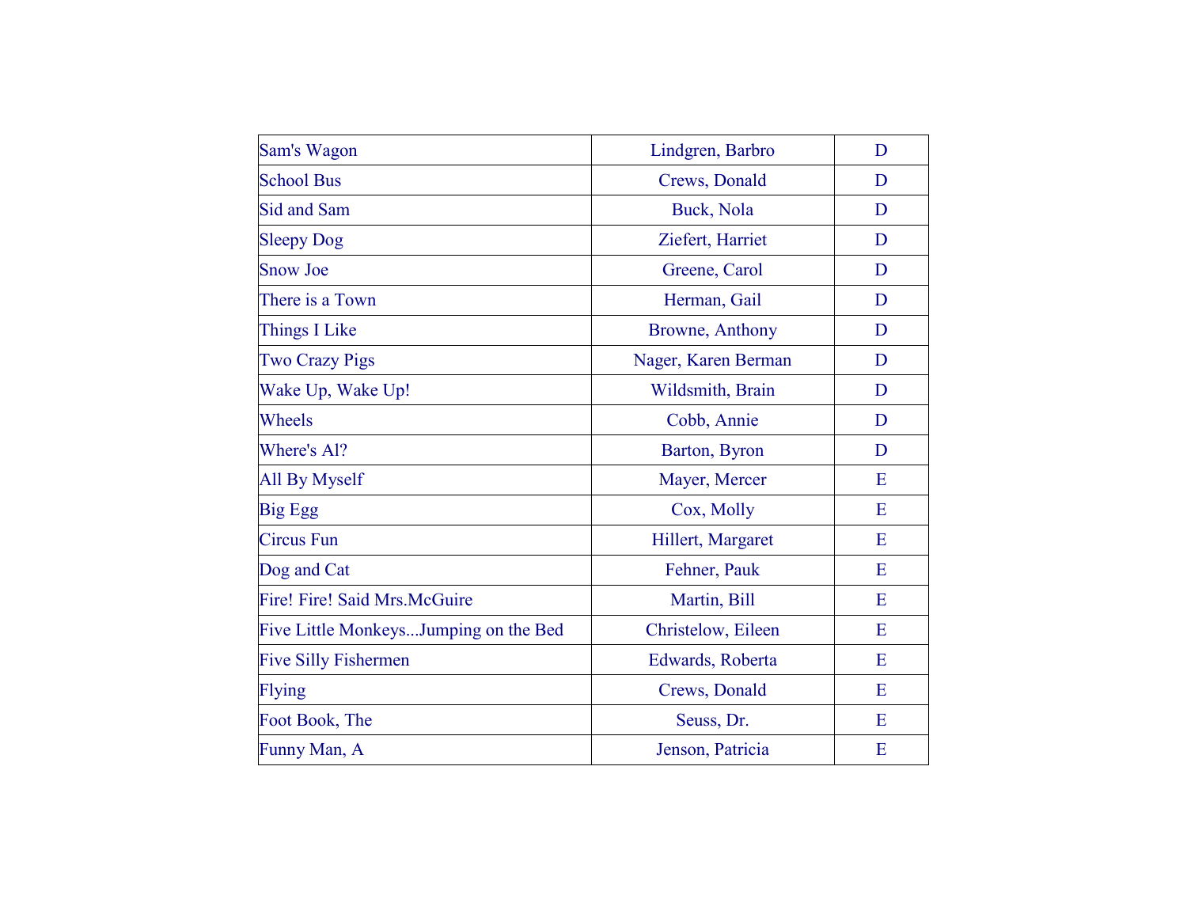| | | |
|---|---|---|
| Sam's Wagon | Lindgren, Barbro | D |
| School Bus | Crews, Donald | D |
| Sid and Sam | Buck, Nola | D |
| Sleepy Dog | Ziefert, Harriet | D |
| Snow Joe | Greene, Carol | D |
| There is a Town | Herman, Gail | D |
| Things I Like | Browne, Anthony | D |
| Two Crazy Pigs | Nager, Karen Berman | D |
| Wake Up, Wake Up! | Wildsmith, Brain | D |
| Wheels | Cobb, Annie | D |
| Where's Al? | Barton, Byron | D |
| All By Myself | Mayer, Mercer | E |
| Big Egg | Cox, Molly | E |
| Circus Fun | Hillert, Margaret | E |
| Dog and Cat | Fehner, Pauk | E |
| Fire! Fire! Said Mrs.McGuire | Martin, Bill | E |
| Five Little Monkeys...Jumping on the Bed | Christelow, Eileen | E |
| Five Silly Fishermen | Edwards, Roberta | E |
| Flying | Crews, Donald | E |
| Foot Book, The | Seuss, Dr. | E |
| Funny Man, A | Jenson, Patricia | E |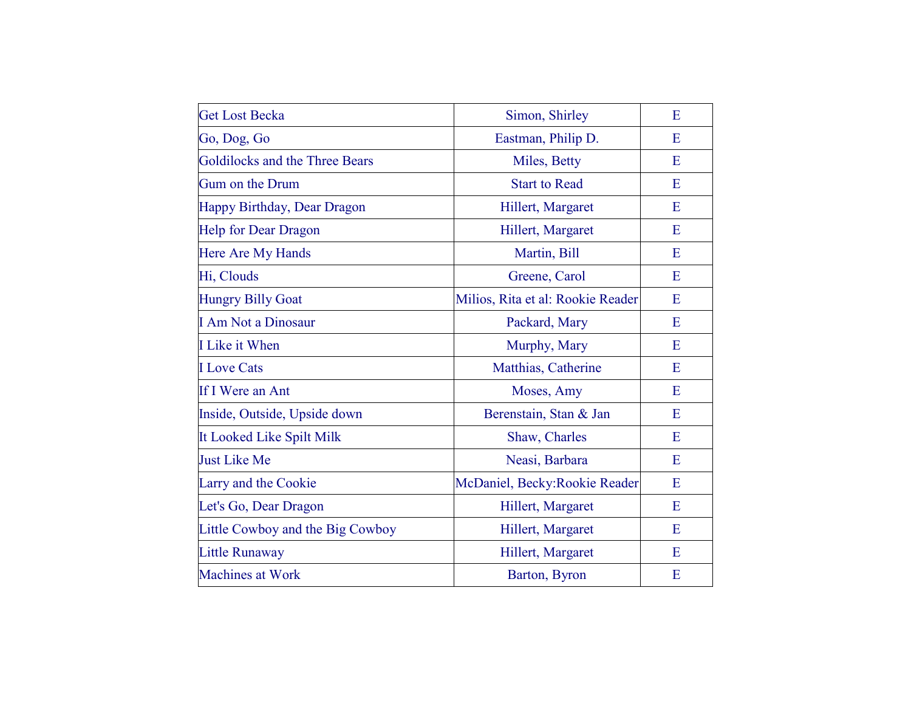| | | |
|---|---|---|
| Get Lost Becka | Simon, Shirley | E |
| Go, Dog, Go | Eastman, Philip D. | E |
| Goldilocks and the Three Bears | Miles, Betty | E |
| Gum on the Drum | Start to Read | E |
| Happy Birthday, Dear Dragon | Hillert, Margaret | E |
| Help for Dear Dragon | Hillert, Margaret | E |
| Here Are My Hands | Martin, Bill | E |
| Hi, Clouds | Greene, Carol | E |
| Hungry Billy Goat | Milios, Rita et al: Rookie Reader | E |
| I Am Not a Dinosaur | Packard, Mary | E |
| I Like it When | Murphy, Mary | E |
| I Love Cats | Matthias, Catherine | E |
| If I Were an Ant | Moses, Amy | E |
| Inside, Outside, Upside down | Berenstain, Stan & Jan | E |
| It Looked Like Spilt Milk | Shaw, Charles | E |
| Just Like Me | Neasi, Barbara | E |
| Larry and the Cookie | McDaniel, Becky:Rookie Reader | E |
| Let's Go, Dear Dragon | Hillert, Margaret | E |
| Little Cowboy and the Big Cowboy | Hillert, Margaret | E |
| Little Runaway | Hillert, Margaret | E |
| Machines at Work | Barton, Byron | E |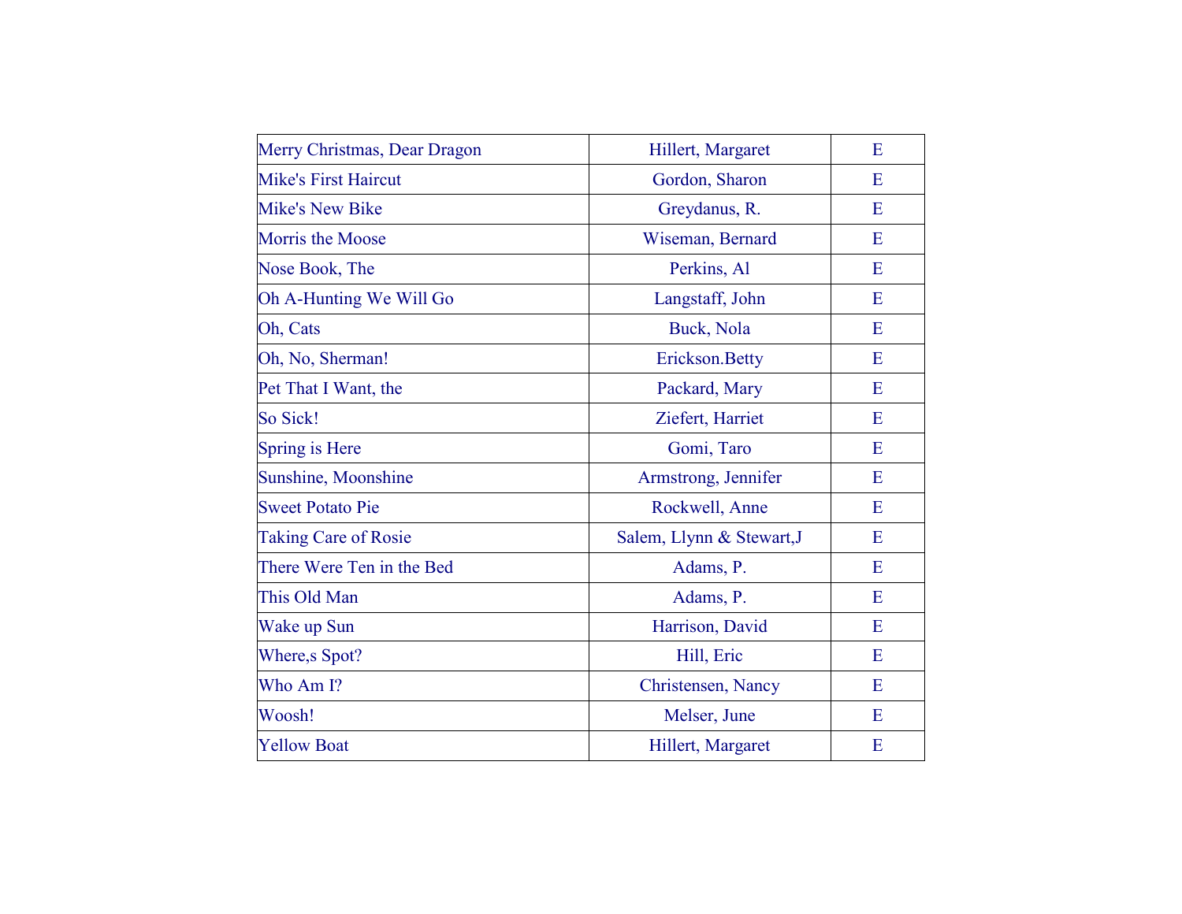| Merry Christmas, Dear Dragon | Hillert, Margaret | E |
|---|---|---|
| Mike's First Haircut | Gordon, Sharon | E |
| Mike's New Bike | Greydanus, R. | E |
| Morris the Moose | Wiseman, Bernard | E |
| Nose Book, The | Perkins, Al | E |
| Oh A-Hunting We Will Go | Langstaff, John | E |
| Oh, Cats | Buck, Nola | E |
| Oh, No, Sherman! | Erickson.Betty | E |
| Pet That I Want, the | Packard, Mary | E |
| So Sick! | Ziefert, Harriet | E |
| Spring is Here | Gomi, Taro | E |
| Sunshine, Moonshine | Armstrong, Jennifer | E |
| Sweet Potato Pie | Rockwell, Anne | E |
| Taking Care of Rosie | Salem, Llynn & Stewart,J | E |
| There Were Ten in the Bed | Adams, P. | E |
| This Old Man | Adams, P. | E |
| Wake up Sun | Harrison, David | E |
| Where,s Spot? | Hill, Eric | E |
| Who Am I? | Christensen, Nancy | E |
| Woosh! | Melser, June | E |
| Yellow Boat | Hillert, Margaret | E |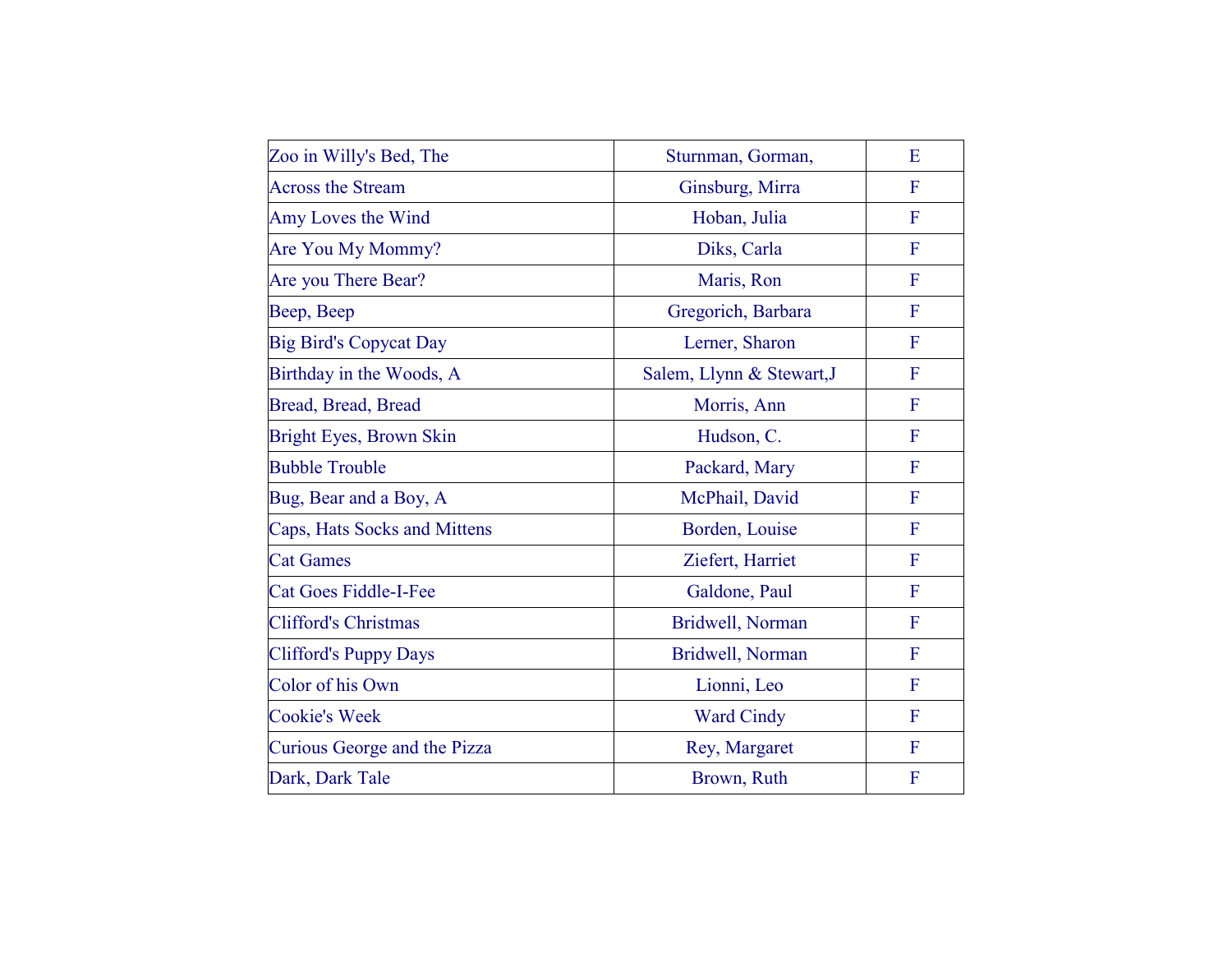| Zoo in Willy's Bed, The | Sturnman, Gorman, | E |
|---|---|---|
| Across the Stream | Ginsburg, Mirra | F |
| Amy Loves the Wind | Hoban, Julia | F |
| Are You My Mommy? | Diks, Carla | F |
| Are you There Bear? | Maris, Ron | F |
| Beep, Beep | Gregorich, Barbara | F |
| Big Bird's Copycat Day | Lerner, Sharon | F |
| Birthday in the Woods, A | Salem, Llynn & Stewart,J | F |
| Bread, Bread, Bread | Morris, Ann | F |
| Bright Eyes, Brown Skin | Hudson, C. | F |
| Bubble Trouble | Packard, Mary | F |
| Bug, Bear and a Boy, A | McPhail, David | F |
| Caps, Hats Socks and Mittens | Borden, Louise | F |
| Cat Games | Ziefert, Harriet | F |
| Cat Goes Fiddle-I-Fee | Galdone, Paul | F |
| Clifford's Christmas | Bridwell, Norman | F |
| Clifford's Puppy Days | Bridwell, Norman | F |
| Color of his Own | Lionni, Leo | F |
| Cookie's Week | Ward Cindy | F |
| Curious George and the Pizza | Rey, Margaret | F |
| Dark, Dark Tale | Brown, Ruth | F |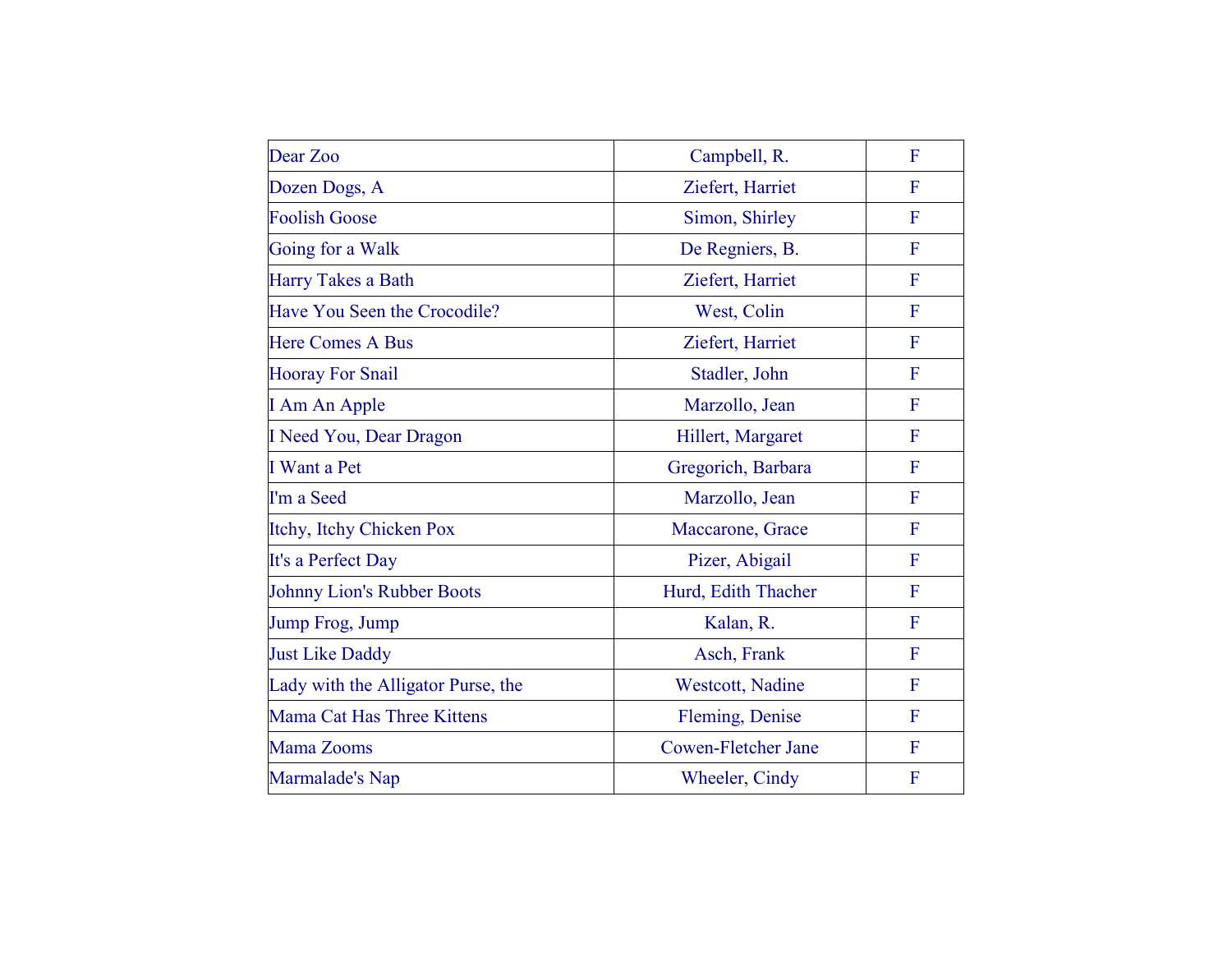| Dear Zoo | Campbell, R. | F |
|---|---|---|
| Dozen Dogs, A | Ziefert, Harriet | F |
| Foolish Goose | Simon, Shirley | F |
| Going for a Walk | De Regniers, B. | F |
| Harry Takes a Bath | Ziefert, Harriet | F |
| Have You Seen the Crocodile? | West, Colin | F |
| Here Comes A Bus | Ziefert, Harriet | F |
| Hooray For Snail | Stadler, John | F |
| I Am An Apple | Marzollo, Jean | F |
| I Need You, Dear Dragon | Hillert, Margaret | F |
| I Want a Pet | Gregorich, Barbara | F |
| I'm a Seed | Marzollo, Jean | F |
| Itchy, Itchy Chicken Pox | Maccarone, Grace | F |
| It's a Perfect Day | Pizer, Abigail | F |
| Johnny Lion's Rubber Boots | Hurd, Edith Thacher | F |
| Jump Frog, Jump | Kalan, R. | F |
| Just Like Daddy | Asch, Frank | F |
| Lady with the Alligator Purse, the | Westcott, Nadine | F |
| Mama Cat Has Three Kittens | Fleming, Denise | F |
| Mama Zooms | Cowen-Fletcher Jane | F |
| Marmalade's Nap | Wheeler, Cindy | F |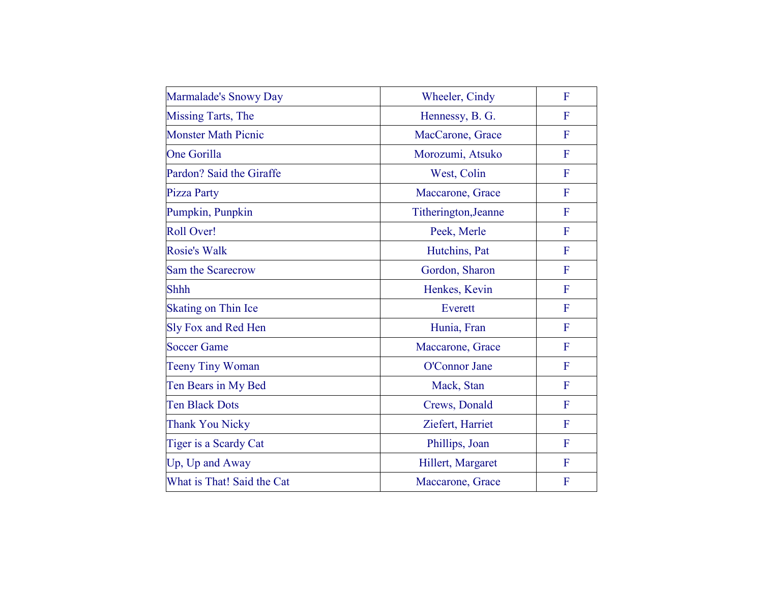| | | |
|---|---|---|
| Marmalade's Snowy Day | Wheeler, Cindy | F |
| Missing Tarts, The | Hennessy, B. G. | F |
| Monster Math Picnic | MacCarone, Grace | F |
| One Gorilla | Morozumi, Atsuko | F |
| Pardon? Said the Giraffe | West, Colin | F |
| Pizza Party | Maccarone, Grace | F |
| Pumpkin, Punpkin | Titherington,Jeanne | F |
| Roll Over! | Peek, Merle | F |
| Rosie's Walk | Hutchins, Pat | F |
| Sam the Scarecrow | Gordon, Sharon | F |
| Shhh | Henkes, Kevin | F |
| Skating on Thin Ice | Everett | F |
| Sly Fox and Red Hen | Hunia, Fran | F |
| Soccer Game | Maccarone, Grace | F |
| Teeny Tiny Woman | O'Connor Jane | F |
| Ten Bears in My Bed | Mack, Stan | F |
| Ten Black Dots | Crews, Donald | F |
| Thank You Nicky | Ziefert, Harriet | F |
| Tiger is a Scardy Cat | Phillips, Joan | F |
| Up, Up and Away | Hillert, Margaret | F |
| What is That! Said the Cat | Maccarone, Grace | F |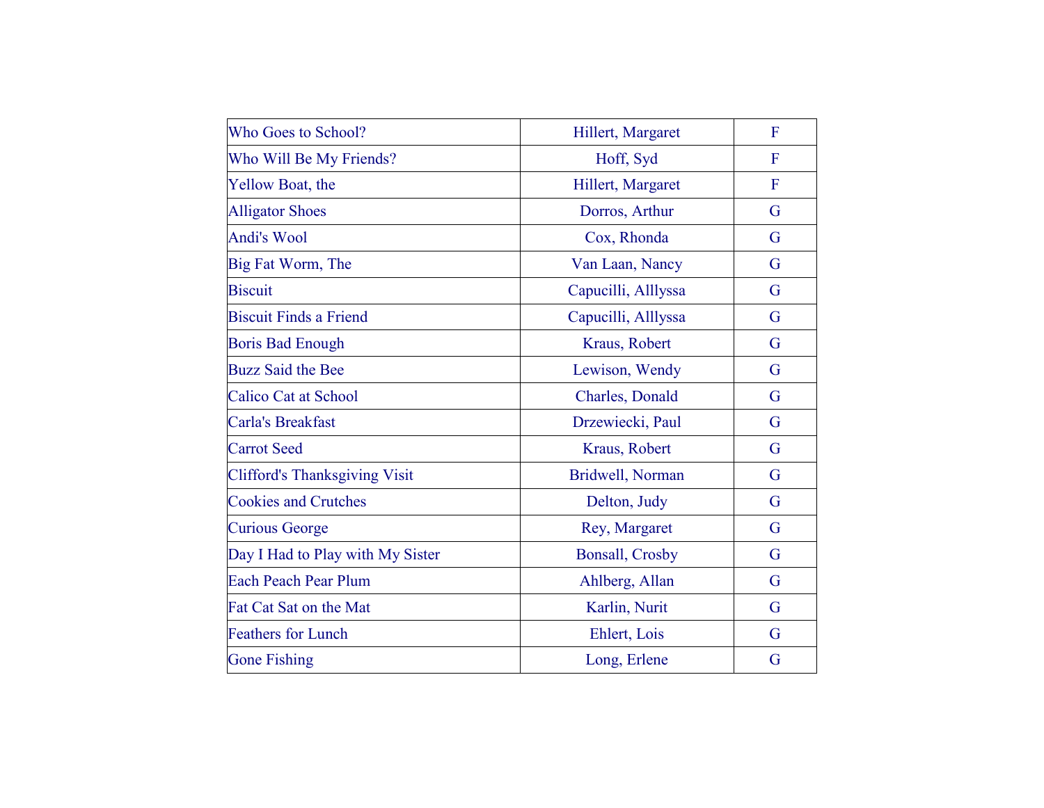| Who Goes to School? | Hillert, Margaret | F |
|---|---|---|
| Who Will Be My Friends? | Hoff, Syd | F |
| Yellow Boat, the | Hillert, Margaret | F |
| Alligator Shoes | Dorros, Arthur | G |
| Andi's Wool | Cox, Rhonda | G |
| Big Fat Worm, The | Van Laan, Nancy | G |
| Biscuit | Capucilli, Alllyssa | G |
| Biscuit Finds a Friend | Capucilli, Alllyssa | G |
| Boris Bad Enough | Kraus, Robert | G |
| Buzz Said the Bee | Lewison, Wendy | G |
| Calico Cat at School | Charles, Donald | G |
| Carla's Breakfast | Drzewiecki, Paul | G |
| Carrot Seed | Kraus, Robert | G |
| Clifford's Thanksgiving Visit | Bridwell, Norman | G |
| Cookies and Crutches | Delton, Judy | G |
| Curious George | Rey, Margaret | G |
| Day I Had to Play with My Sister | Bonsall, Crosby | G |
| Each Peach Pear Plum | Ahlberg, Allan | G |
| Fat Cat Sat on the Mat | Karlin, Nurit | G |
| Feathers for Lunch | Ehlert, Lois | G |
| Gone Fishing | Long, Erlene | G |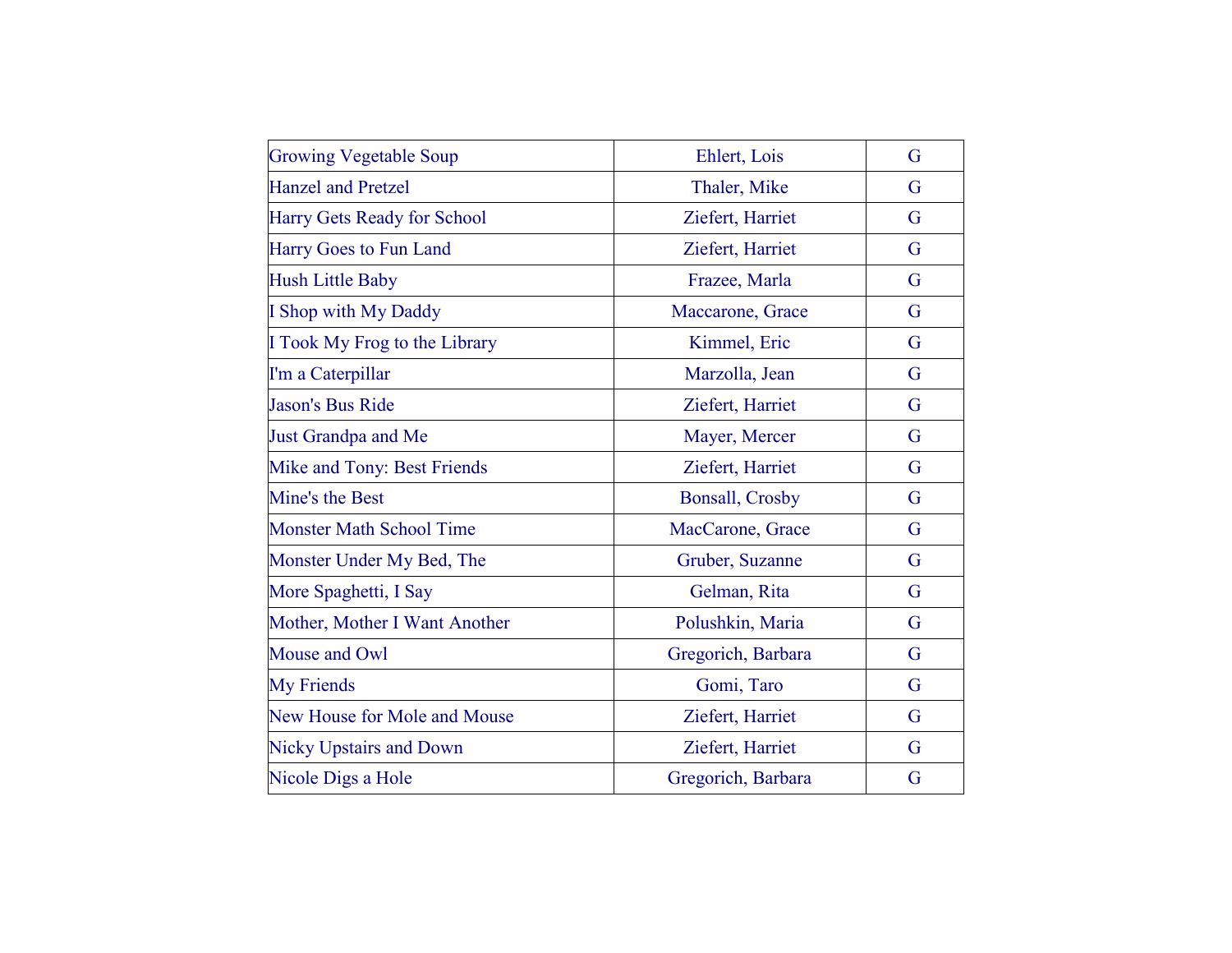| | | |
|---|---|---|
| Growing Vegetable Soup | Ehlert, Lois | G |
| Hanzel and Pretzel | Thaler, Mike | G |
| Harry Gets Ready for School | Ziefert, Harriet | G |
| Harry Goes to Fun Land | Ziefert, Harriet | G |
| Hush Little Baby | Frazee, Marla | G |
| I Shop with My Daddy | Maccarone, Grace | G |
| I Took My Frog to the Library | Kimmel, Eric | G |
| I'm a Caterpillar | Marzolla, Jean | G |
| Jason's Bus Ride | Ziefert, Harriet | G |
| Just Grandpa and Me | Mayer, Mercer | G |
| Mike and Tony: Best Friends | Ziefert, Harriet | G |
| Mine's the Best | Bonsall, Crosby | G |
| Monster Math School Time | MacCarone, Grace | G |
| Monster Under My Bed, The | Gruber, Suzanne | G |
| More Spaghetti, I Say | Gelman, Rita | G |
| Mother, Mother I Want Another | Polushkin, Maria | G |
| Mouse and Owl | Gregorich, Barbara | G |
| My Friends | Gomi, Taro | G |
| New House for Mole and Mouse | Ziefert, Harriet | G |
| Nicky Upstairs and Down | Ziefert, Harriet | G |
| Nicole Digs a Hole | Gregorich, Barbara | G |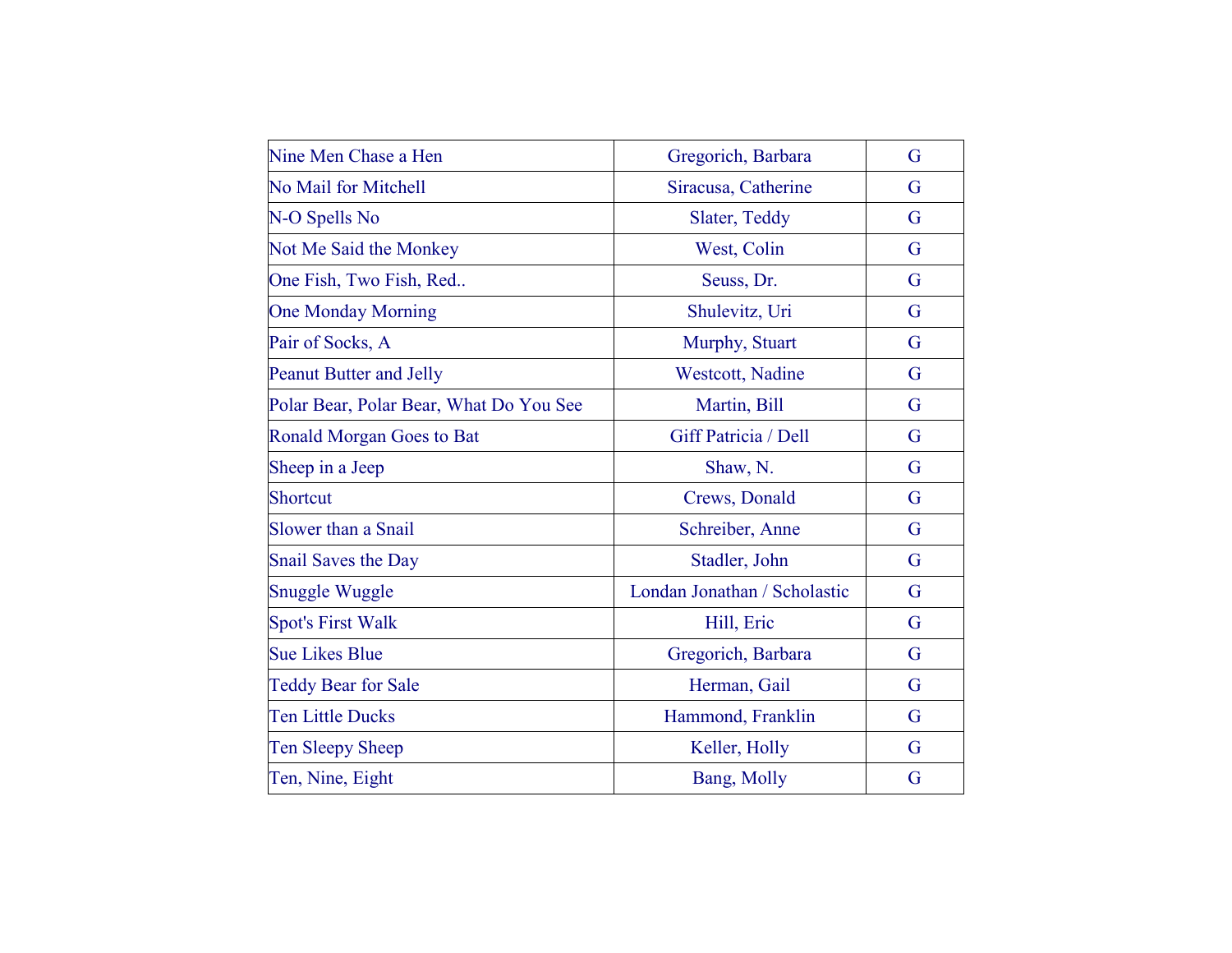| | | |
|---|---|---|
| Nine Men Chase a Hen | Gregorich, Barbara | G |
| No Mail for Mitchell | Siracusa, Catherine | G |
| N-O Spells No | Slater, Teddy | G |
| Not Me Said the Monkey | West, Colin | G |
| One Fish, Two Fish, Red.. | Seuss, Dr. | G |
| One Monday Morning | Shulevitz, Uri | G |
| Pair of Socks, A | Murphy, Stuart | G |
| Peanut Butter and Jelly | Westcott, Nadine | G |
| Polar Bear, Polar Bear, What Do You See | Martin, Bill | G |
| Ronald Morgan Goes to Bat | Giff Patricia / Dell | G |
| Sheep in a Jeep | Shaw, N. | G |
| Shortcut | Crews, Donald | G |
| Slower than a Snail | Schreiber, Anne | G |
| Snail Saves the Day | Stadler, John | G |
| Snuggle Wuggle | Londan Jonathan / Scholastic | G |
| Spot's First Walk | Hill, Eric | G |
| Sue Likes Blue | Gregorich, Barbara | G |
| Teddy Bear for Sale | Herman, Gail | G |
| Ten Little Ducks | Hammond, Franklin | G |
| Ten Sleepy Sheep | Keller, Holly | G |
| Ten, Nine, Eight | Bang, Molly | G |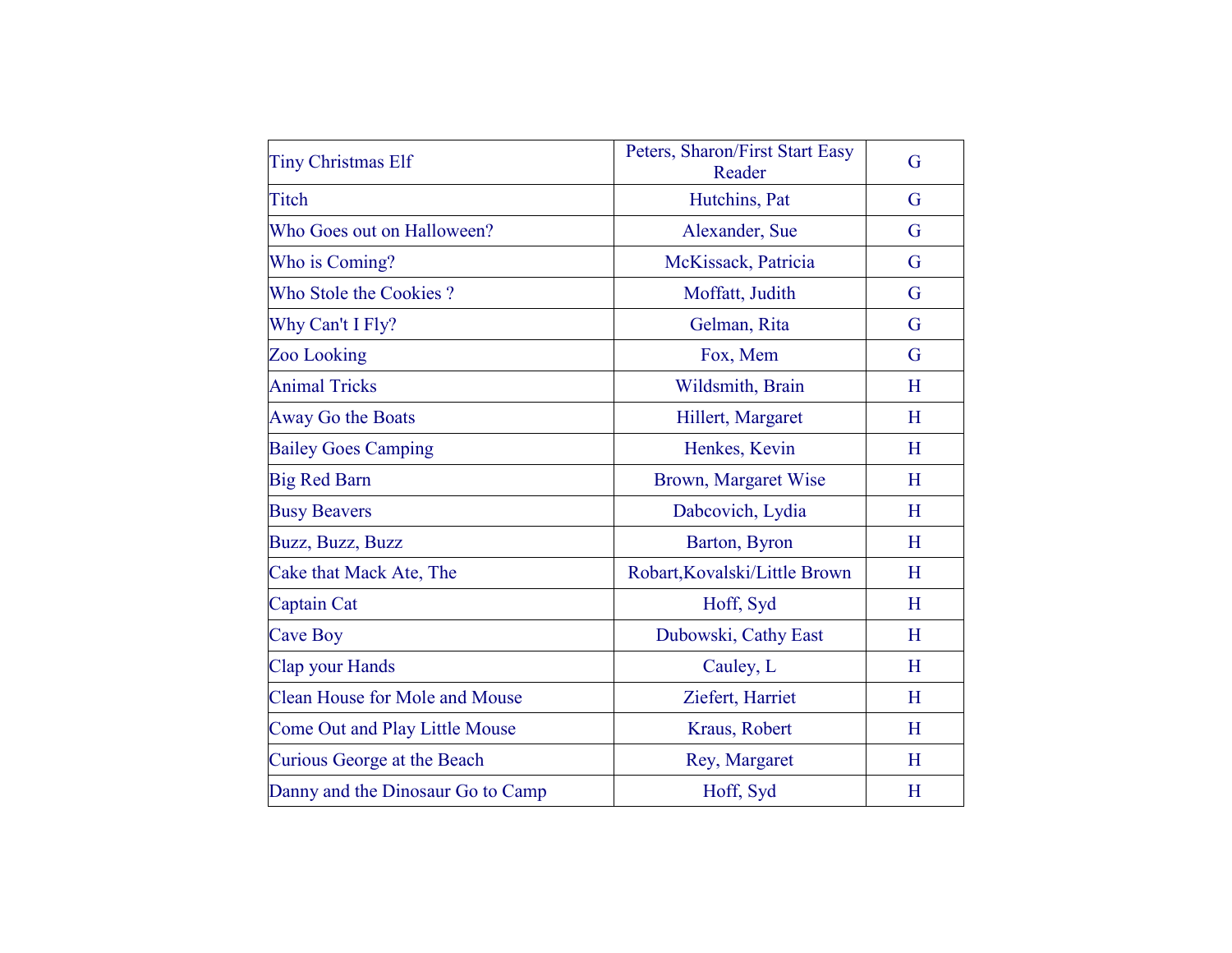| Tiny Christmas Elf | Peters, Sharon/First Start Easy Reader | G |
|---|---|---|
| Titch | Hutchins, Pat | G |
| Who Goes out on Halloween? | Alexander, Sue | G |
| Who is Coming? | McKissack, Patricia | G |
| Who Stole the Cookies ? | Moffatt, Judith | G |
| Why Can't I Fly? | Gelman, Rita | G |
| Zoo Looking | Fox, Mem | G |
| Animal Tricks | Wildsmith, Brain | H |
| Away Go the Boats | Hillert, Margaret | H |
| Bailey Goes Camping | Henkes, Kevin | H |
| Big Red Barn | Brown, Margaret Wise | H |
| Busy Beavers | Dabcovich, Lydia | H |
| Buzz, Buzz, Buzz | Barton, Byron | H |
| Cake that Mack Ate, The | Robart,Kovalski/Little Brown | H |
| Captain Cat | Hoff, Syd | H |
| Cave Boy | Dubowski, Cathy East | H |
| Clap your Hands | Cauley, L | H |
| Clean House for Mole and Mouse | Ziefert, Harriet | H |
| Come Out and Play Little Mouse | Kraus, Robert | H |
| Curious George at the Beach | Rey, Margaret | H |
| Danny and the Dinosaur Go to Camp | Hoff, Syd | H |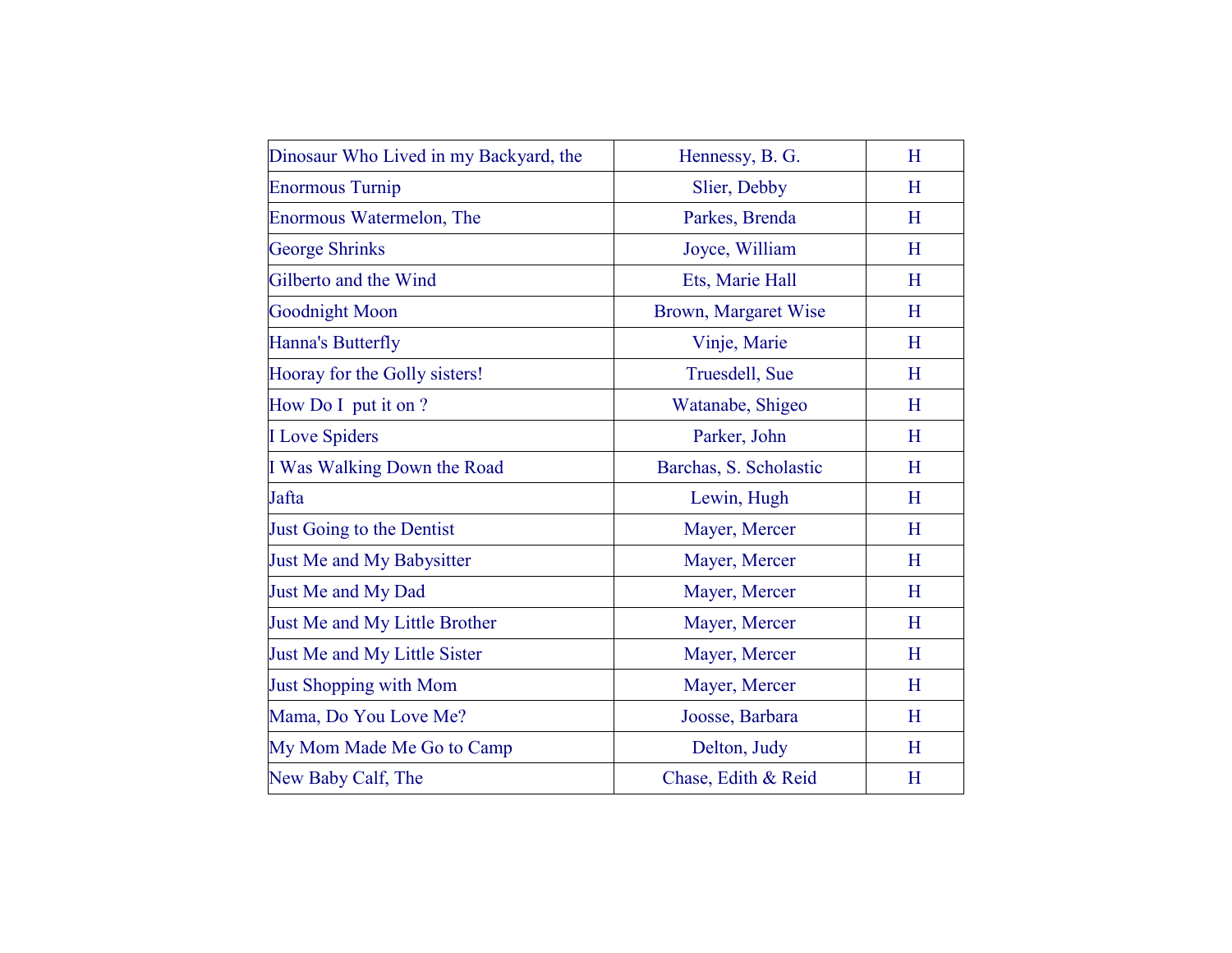| | | |
|---|---|---|
| Dinosaur Who Lived in my Backyard, the | Hennessy, B. G. | H |
| Enormous Turnip | Slier, Debby | H |
| Enormous Watermelon, The | Parkes, Brenda | H |
| George Shrinks | Joyce, William | H |
| Gilberto and the Wind | Ets, Marie Hall | H |
| Goodnight Moon | Brown, Margaret Wise | H |
| Hanna's Butterfly | Vinje, Marie | H |
| Hooray for the Golly sisters! | Truesdell, Sue | H |
| How Do I put it on ? | Watanabe, Shigeo | H |
| I Love Spiders | Parker, John | H |
| I Was Walking Down the Road | Barchas, S. Scholastic | H |
| Jafta | Lewin, Hugh | H |
| Just Going to the Dentist | Mayer, Mercer | H |
| Just Me and My Babysitter | Mayer, Mercer | H |
| Just Me and My Dad | Mayer, Mercer | H |
| Just Me and My Little Brother | Mayer, Mercer | H |
| Just Me and My Little Sister | Mayer, Mercer | H |
| Just Shopping with Mom | Mayer, Mercer | H |
| Mama, Do You Love Me? | Joosse, Barbara | H |
| My Mom Made Me Go to Camp | Delton, Judy | H |
| New Baby Calf, The | Chase, Edith & Reid | H |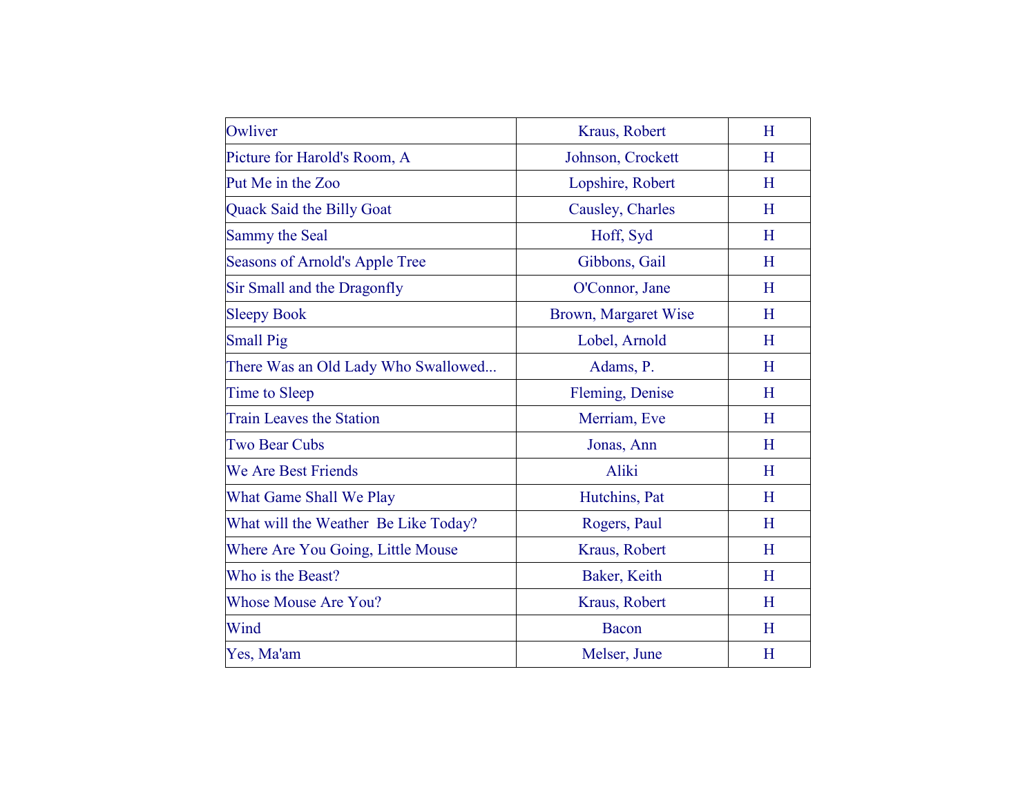| Owliver | Kraus, Robert | H |
| --- | --- | --- |
| Picture for Harold's Room, A | Johnson, Crockett | H |
| Put Me in the Zoo | Lopshire, Robert | H |
| Quack Said the Billy Goat | Causley, Charles | H |
| Sammy the Seal | Hoff, Syd | H |
| Seasons of Arnold's Apple Tree | Gibbons, Gail | H |
| Sir Small and the Dragonfly | O'Connor, Jane | H |
| Sleepy Book | Brown, Margaret Wise | H |
| Small Pig | Lobel, Arnold | H |
| There Was an Old Lady Who Swallowed... | Adams, P. | H |
| Time to Sleep | Fleming, Denise | H |
| Train Leaves the Station | Merriam, Eve | H |
| Two Bear Cubs | Jonas, Ann | H |
| We Are Best Friends | Aliki | H |
| What Game Shall We Play | Hutchins, Pat | H |
| What will the Weather Be Like Today? | Rogers, Paul | H |
| Where Are You Going, Little Mouse | Kraus, Robert | H |
| Who is the Beast? | Baker, Keith | H |
| Whose Mouse Are You? | Kraus, Robert | H |
| Wind | Bacon | H |
| Yes, Ma'am | Melser, June | H |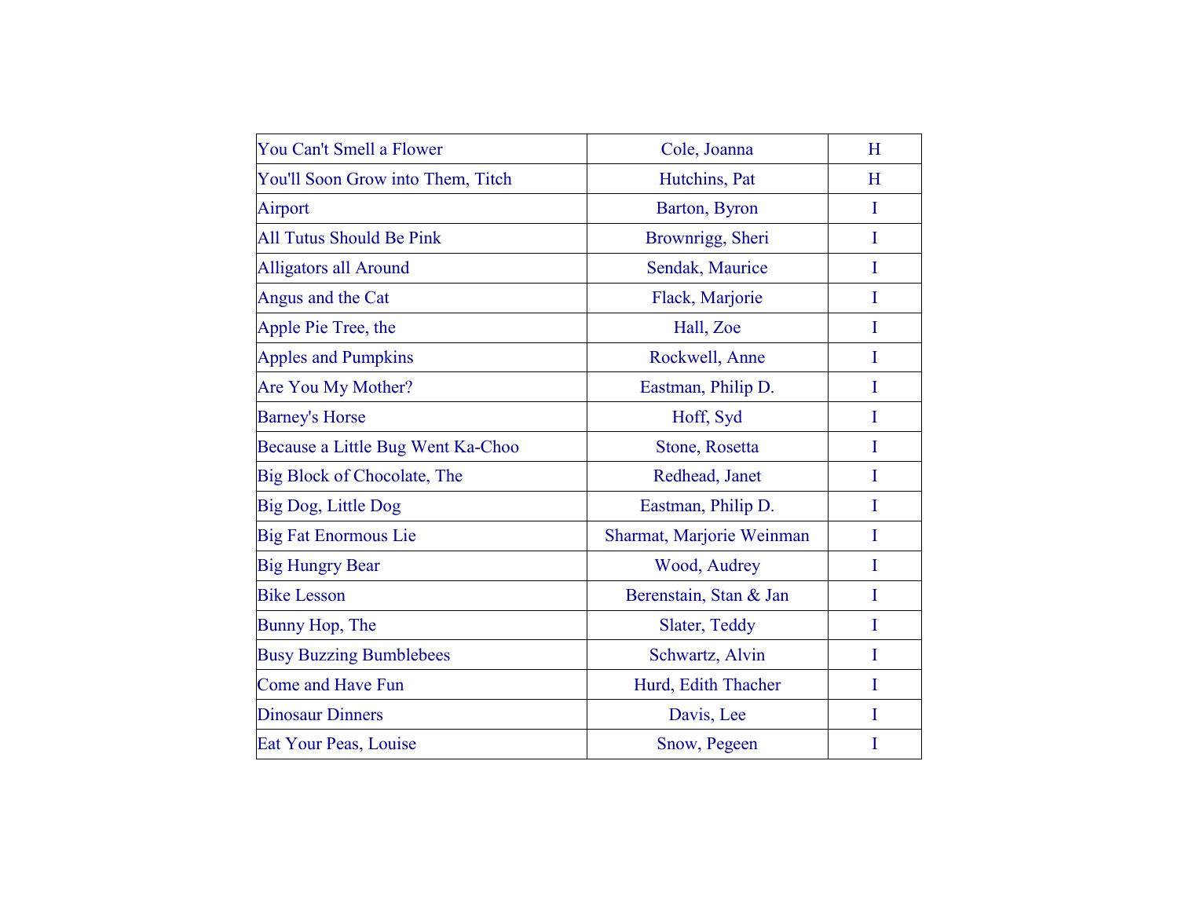| | | |
|---|---|---|
| You Can't Smell a Flower | Cole, Joanna | H |
| You'll Soon Grow into Them, Titch | Hutchins, Pat | H |
| Airport | Barton, Byron | I |
| All Tutus Should Be Pink | Brownrigg, Sheri | I |
| Alligators all Around | Sendak, Maurice | I |
| Angus and the Cat | Flack, Marjorie | I |
| Apple Pie Tree, the | Hall, Zoe | I |
| Apples and Pumpkins | Rockwell, Anne | I |
| Are You My Mother? | Eastman, Philip D. | I |
| Barney's Horse | Hoff, Syd | I |
| Because a Little Bug Went Ka-Choo | Stone, Rosetta | I |
| Big Block of Chocolate, The | Redhead, Janet | I |
| Big Dog, Little Dog | Eastman, Philip D. | I |
| Big Fat Enormous Lie | Sharmat, Marjorie Weinman | I |
| Big Hungry Bear | Wood, Audrey | I |
| Bike Lesson | Berenstain, Stan & Jan | I |
| Bunny Hop, The | Slater, Teddy | I |
| Busy Buzzing Bumblebees | Schwartz, Alvin | I |
| Come and Have Fun | Hurd, Edith Thacher | I |
| Dinosaur Dinners | Davis, Lee | I |
| Eat Your Peas, Louise | Snow, Pegeen | I |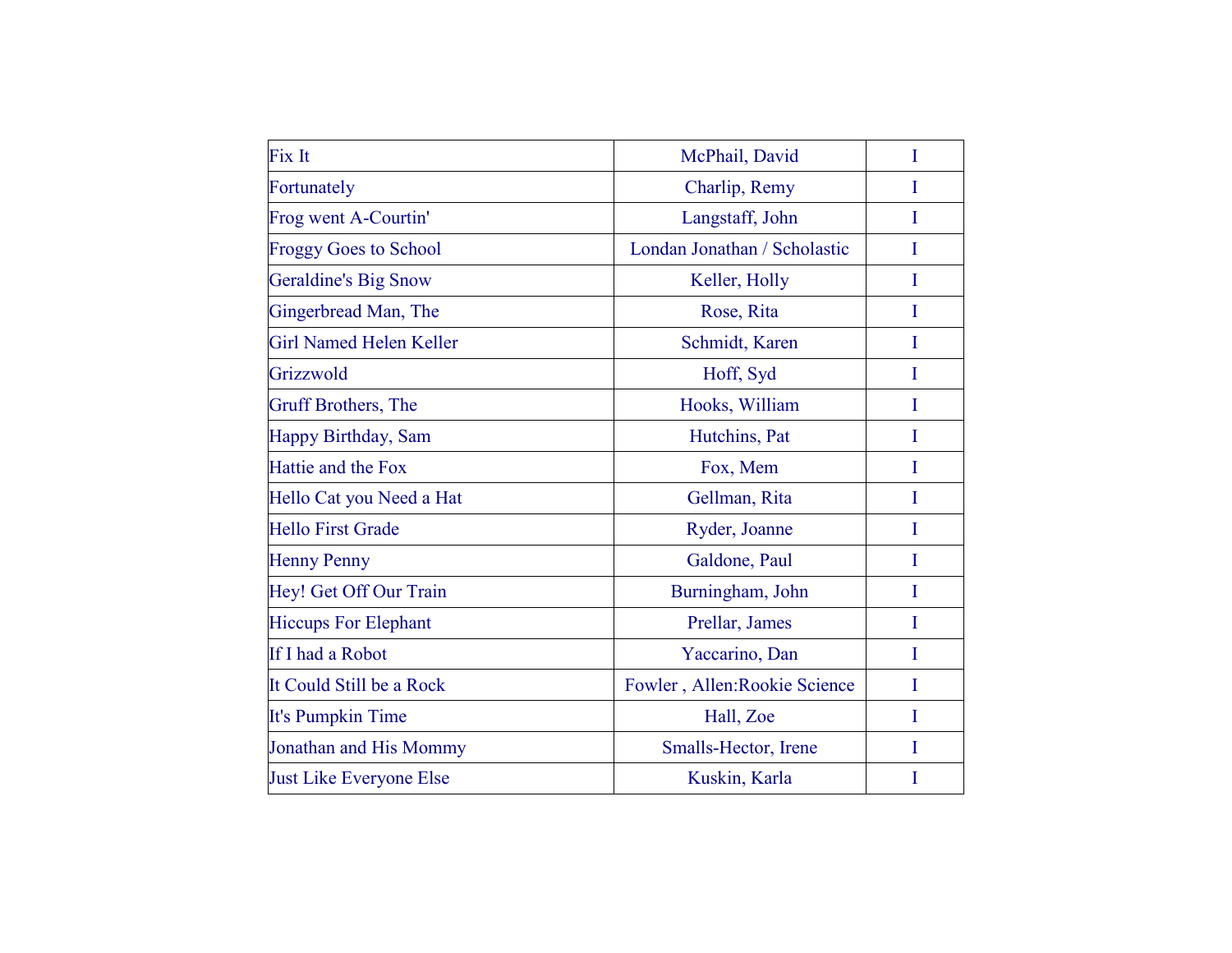| Fix It | McPhail, David | I |
|---|---|---|
| Fortunately | Charlip, Remy | I |
| Frog went A-Courtin' | Langstaff, John | I |
| Froggy Goes to School | Londan Jonathan / Scholastic | I |
| Geraldine's Big Snow | Keller, Holly | I |
| Gingerbread Man, The | Rose, Rita | I |
| Girl Named Helen Keller | Schmidt, Karen | I |
| Grizzwold | Hoff, Syd | I |
| Gruff Brothers, The | Hooks, William | I |
| Happy Birthday, Sam | Hutchins, Pat | I |
| Hattie and the Fox | Fox, Mem | I |
| Hello Cat you Need a Hat | Gellman, Rita | I |
| Hello First Grade | Ryder, Joanne | I |
| Henny Penny | Galdone, Paul | I |
| Hey! Get Off Our Train | Burningham, John | I |
| Hiccups For Elephant | Prellar, James | I |
| If I had a Robot | Yaccarino, Dan | I |
| It Could Still be a Rock | Fowler , Allen:Rookie Science | I |
| It's Pumpkin Time | Hall, Zoe | I |
| Jonathan and His Mommy | Smalls-Hector, Irene | I |
| Just Like Everyone Else | Kuskin, Karla | I |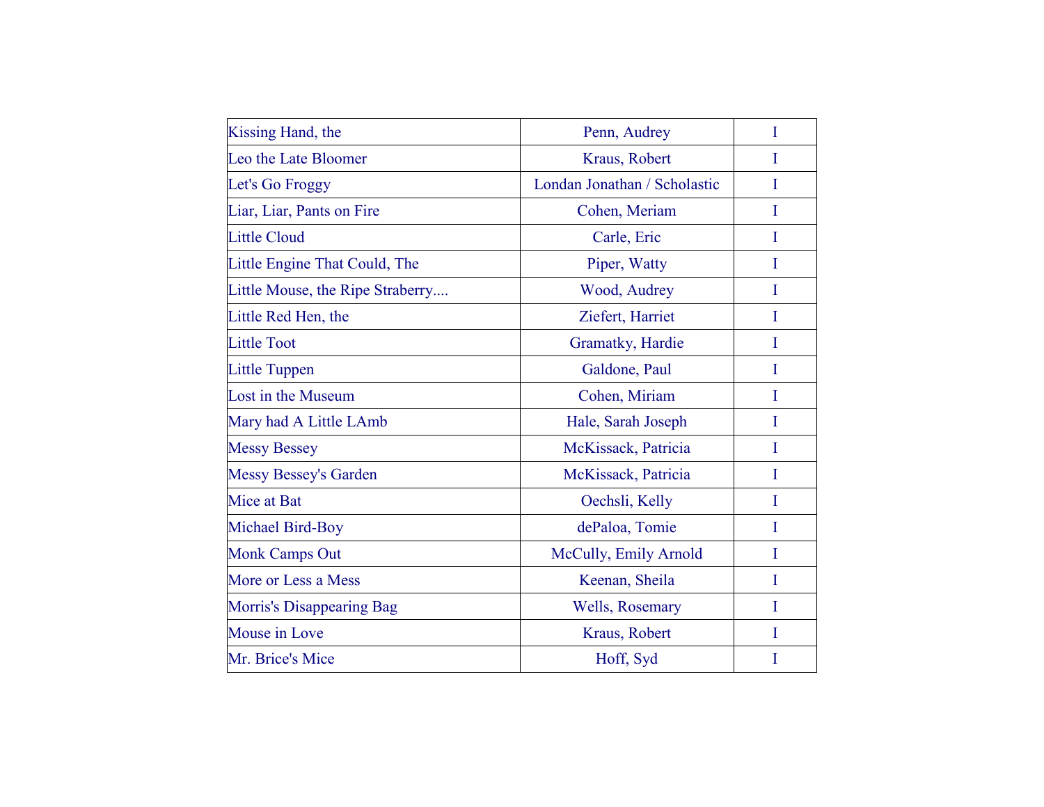| Kissing Hand, the | Penn, Audrey | I |
|---|---|---|
| Leo the Late Bloomer | Kraus, Robert | I |
| Let's Go Froggy | Londan Jonathan / Scholastic | I |
| Liar, Liar, Pants on Fire | Cohen, Meriam | I |
| Little Cloud | Carle, Eric | I |
| Little Engine That Could, The | Piper, Watty | I |
| Little Mouse, the Ripe Straberry.... | Wood, Audrey | I |
| Little Red Hen, the | Ziefert, Harriet | I |
| Little Toot | Gramatky, Hardie | I |
| Little Tuppen | Galdone, Paul | I |
| Lost in the Museum | Cohen, Miriam | I |
| Mary had A Little LAmb | Hale, Sarah Joseph | I |
| Messy Bessey | McKissack, Patricia | I |
| Messy Bessey's Garden | McKissack, Patricia | I |
| Mice at Bat | Oechsli, Kelly | I |
| Michael Bird-Boy | dePaloa, Tomie | I |
| Monk Camps Out | McCully, Emily Arnold | I |
| More or Less a Mess | Keenan, Sheila | I |
| Morris's Disappearing Bag | Wells, Rosemary | I |
| Mouse in Love | Kraus, Robert | I |
| Mr. Brice's Mice | Hoff, Syd | I |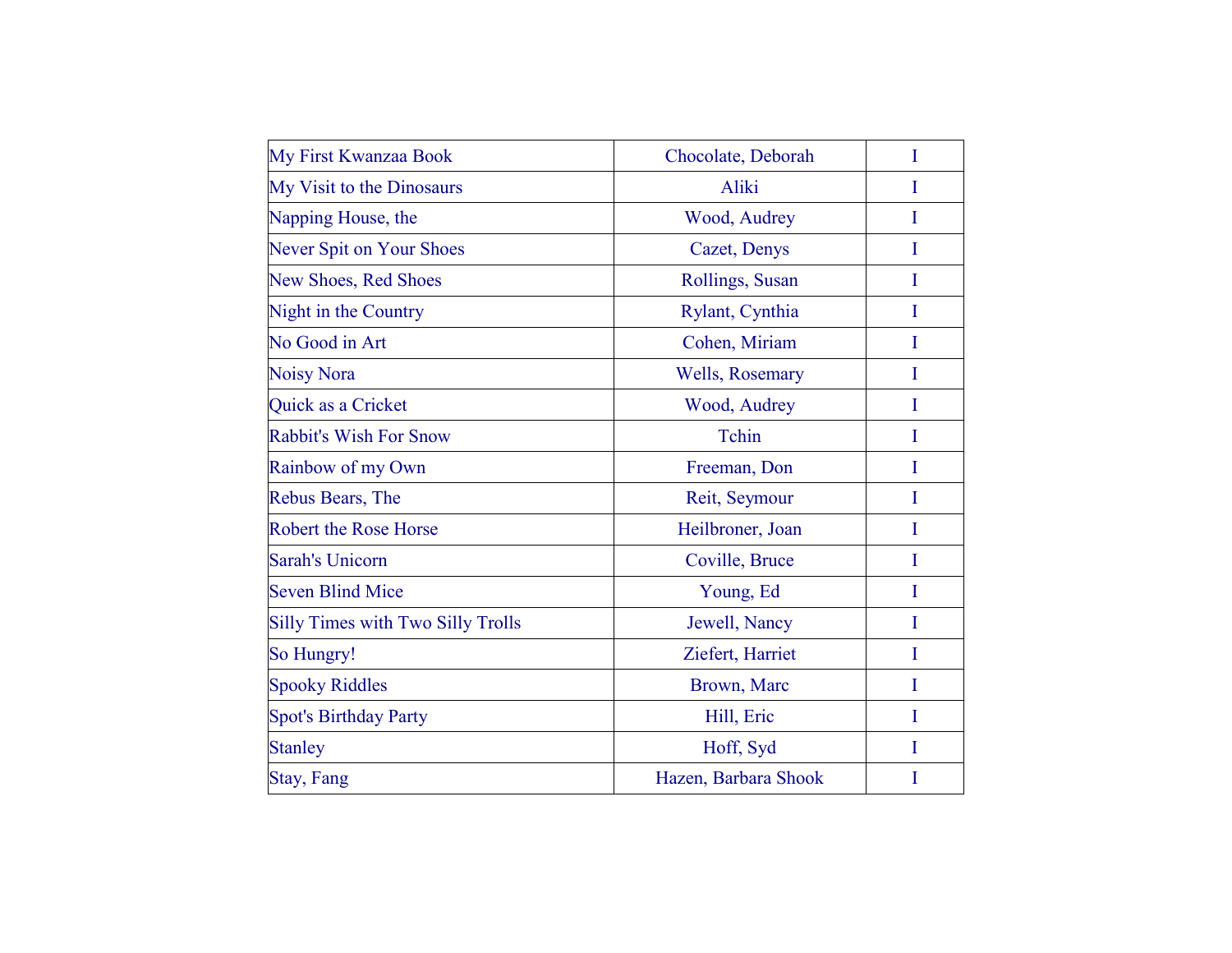| My First Kwanzaa Book | Chocolate, Deborah | I |
|---|---|---|
| My Visit to the Dinosaurs | Aliki | I |
| Napping House, the | Wood, Audrey | I |
| Never Spit on Your Shoes | Cazet, Denys | I |
| New Shoes, Red Shoes | Rollings, Susan | I |
| Night in the Country | Rylant, Cynthia | I |
| No Good in Art | Cohen, Miriam | I |
| Noisy Nora | Wells, Rosemary | I |
| Quick as a Cricket | Wood, Audrey | I |
| Rabbit's Wish For Snow | Tchin | I |
| Rainbow of my Own | Freeman, Don | I |
| Rebus Bears, The | Reit, Seymour | I |
| Robert the Rose Horse | Heilbroner, Joan | I |
| Sarah's Unicorn | Coville, Bruce | I |
| Seven Blind Mice | Young, Ed | I |
| Silly Times with Two Silly Trolls | Jewell, Nancy | I |
| So Hungry! | Ziefert, Harriet | I |
| Spooky Riddles | Brown, Marc | I |
| Spot's Birthday Party | Hill, Eric | I |
| Stanley | Hoff, Syd | I |
| Stay, Fang | Hazen, Barbara Shook | I |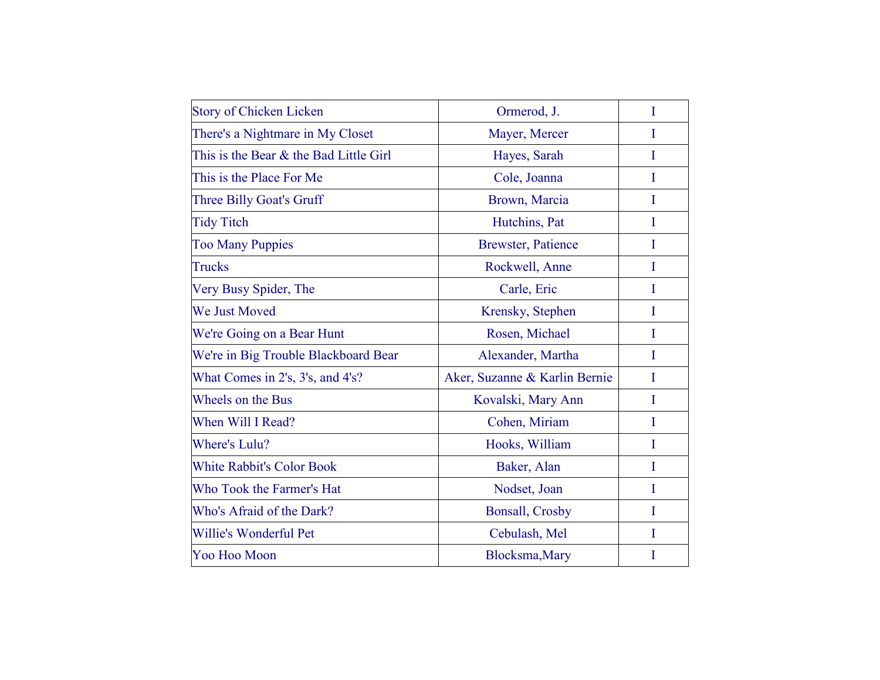| | | |
|---|---|---|
| Story of Chicken Licken | Ormerod, J. | I |
| There's a Nightmare in My Closet | Mayer, Mercer | I |
| This is the Bear & the Bad Little Girl | Hayes, Sarah | I |
| This is the Place For Me | Cole, Joanna | I |
| Three Billy Goat's Gruff | Brown, Marcia | I |
| Tidy Titch | Hutchins, Pat | I |
| Too Many Puppies | Brewster, Patience | I |
| Trucks | Rockwell, Anne | I |
| Very Busy Spider, The | Carle, Eric | I |
| We Just Moved | Krensky, Stephen | I |
| We're Going on a Bear Hunt | Rosen, Michael | I |
| We're in Big Trouble Blackboard Bear | Alexander, Martha | I |
| What Comes in 2's, 3's, and 4's? | Aker, Suzanne & Karlin Bernie | I |
| Wheels on the Bus | Kovalski, Mary Ann | I |
| When Will I Read? | Cohen, Miriam | I |
| Where's Lulu? | Hooks, William | I |
| White Rabbit's Color Book | Baker, Alan | I |
| Who Took the Farmer's Hat | Nodset, Joan | I |
| Who's Afraid of the Dark? | Bonsall, Crosby | I |
| Willie's Wonderful Pet | Cebulash, Mel | I |
| Yoo Hoo Moon | Blocksma,Mary | I |